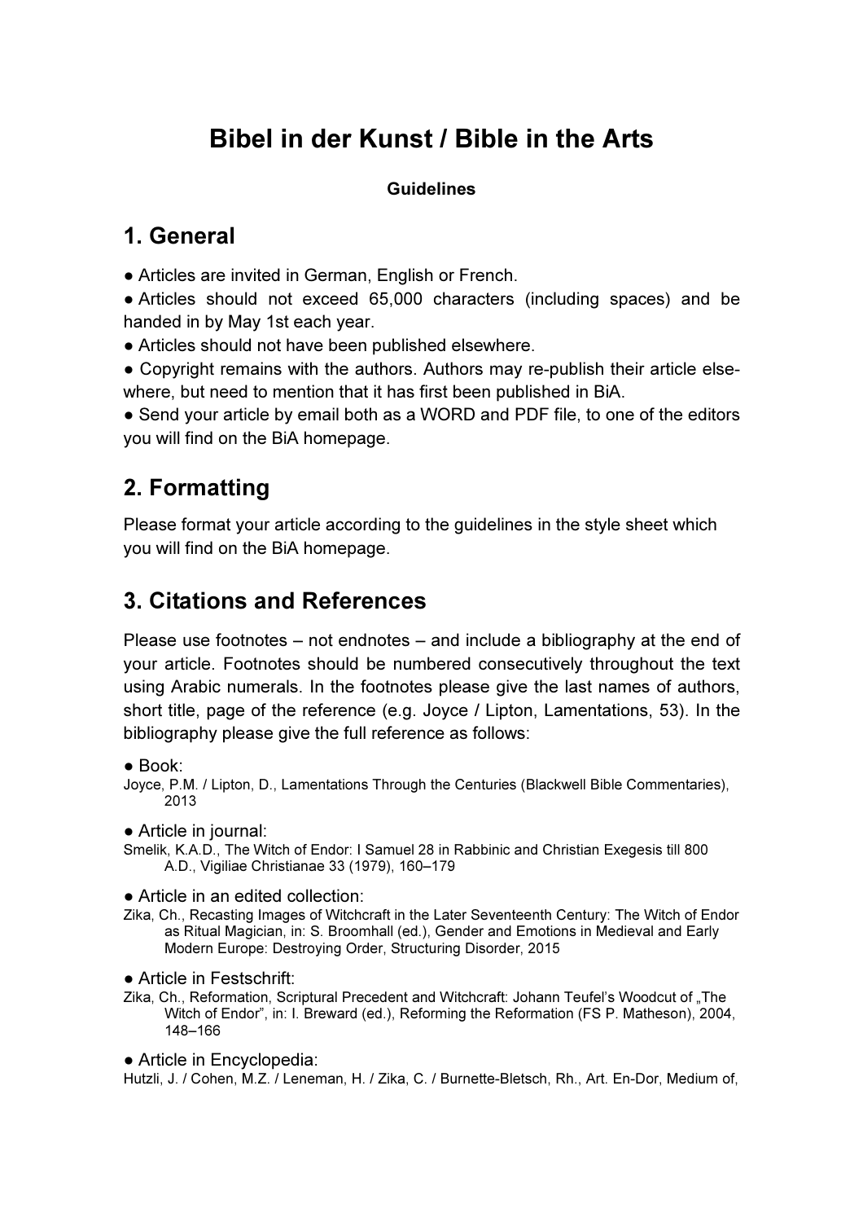# Bibel in der Kunst / Bible in the Arts

**Guidelines**

## 1. General

● Articles are invited in German, English or French.
● Articles should not exceed 65,000 characters (including spaces) and be handed in by May 1st each year.
● Articles should not have been published elsewhere.
● Copyright remains with the authors. Authors may re-publish their article elsewhere, but need to mention that it has first been published in BiA.
● Send your article by email both as a WORD and PDF file, to one of the editors you will find on the BiA homepage.

## 2. Formatting

Please format your article according to the guidelines in the style sheet which you will find on the BiA homepage.

## 3. Citations and References

Please use footnotes – not endnotes – and include a bibliography at the end of your article. Footnotes should be numbered consecutively throughout the text using Arabic numerals. In the footnotes please give the last names of authors, short title, page of the reference (e.g. Joyce / Lipton, Lamentations, 53). In the bibliography please give the full reference as follows:

● Book:
Joyce, P.M. / Lipton, D., Lamentations Through the Centuries (Blackwell Bible Commentaries), 2013

● Article in journal:
Smelik, K.A.D., The Witch of Endor: I Samuel 28 in Rabbinic and Christian Exegesis till 800 A.D., Vigiliae Christianae 33 (1979), 160–179

● Article in an edited collection:
Zika, Ch., Recasting Images of Witchcraft in the Later Seventeenth Century: The Witch of Endor as Ritual Magician, in: S. Broomhall (ed.), Gender and Emotions in Medieval and Early Modern Europe: Destroying Order, Structuring Disorder, 2015

● Article in Festschrift:
Zika, Ch., Reformation, Scriptural Precedent and Witchcraft: Johann Teufel's Woodcut of „The Witch of Endor", in: I. Breward (ed.), Reforming the Reformation (FS P. Matheson), 2004, 148–166

● Article in Encyclopedia:
Hutzli, J. / Cohen, M.Z. / Leneman, H. / Zika, C. / Burnette-Bletsch, Rh., Art. En-Dor, Medium of,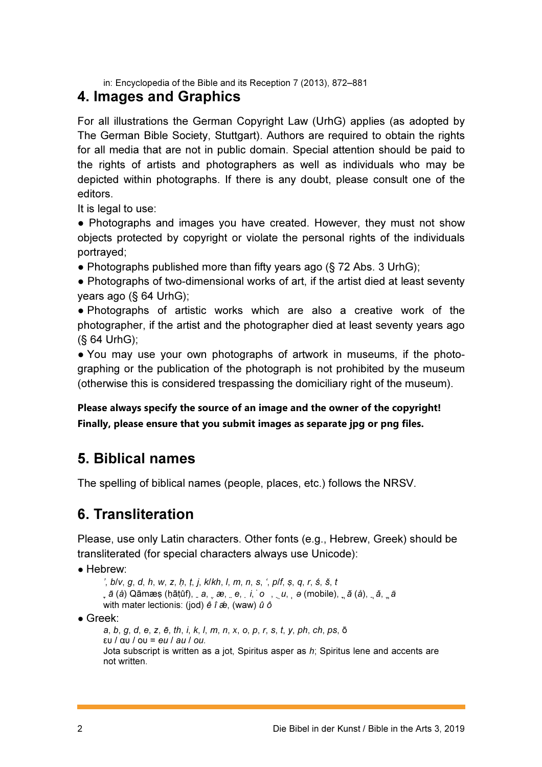in: Encyclopedia of the Bible and its Reception 7 (2013), 872–881

## 4. Images and Graphics

For all illustrations the German Copyright Law (UrhG) applies (as adopted by The German Bible Society, Stuttgart). Authors are required to obtain the rights for all media that are not in public domain. Special attention should be paid to the rights of artists and photographers as well as individuals who may be depicted within photographs. If there is any doubt, please consult one of the editors.

It is legal to use:

- Photographs and images you have created. However, they must not show objects protected by copyright or violate the personal rights of the individuals portrayed;
- Photographs published more than fifty years ago (§ 72 Abs. 3 UrhG);
- Photographs of two-dimensional works of art, if the artist died at least seventy years ago (§ 64 UrhG);
- Photographs of artistic works which are also a creative work of the photographer, if the artist and the photographer died at least seventy years ago (§ 64 UrhG);
- You may use your own photographs of artwork in museums, if the photographing or the publication of the photograph is not prohibited by the museum (otherwise this is considered trespassing the domiciliary right of the museum).

**Please always specify the source of an image and the owner of the copyright!**
**Finally, please ensure that you submit images as separate jpg or png files.**

## 5. Biblical names

The spelling of biblical names (people, places, etc.) follows the NRSV.

## 6. Transliteration

Please, use only Latin characters. Other fonts (e.g., Hebrew, Greek) should be transliterated (for special characters always use Unicode):

- Hebrew:
  *ʾ*, *b*/*v*, *g*, *d*, *h*, *w*, *z*, *ḥ*, *ṭ*, *j*, *k*/*kh*, *l*, *m*, *n*, *s*, *ʿ*, *p*/*f*, *ṣ*, *q*, *r*, *ś*, *š*, *t*
  ָ *ā* (*å*) Qāmæṣ (ḥāṭûf), ַ *a*, ֶ *æ*, ֵ *e*, ִ *i*, ֹ *o* , ֻ *u*, ְ *ə* (mobile), ֳ *ă* (*å*), ֲ *ă*, ֱ *ä*
  with mater lectionis: (jod) *ê î æ̂*, (waw) *û ô*
- Greek:
  *a*, *b*, *g*, *d*, *e*, *z*, *ē*, *th*, *i*, *k*, *l*, *m*, *n*, *x*, *o*, *p*, *r*, *s*, *t*, *y*, *ph*, *ch*, *ps*, ō
  ευ / αυ / ου = *eu* / *au* / *ou*.
  Jota subscript is written as a jot, Spiritus asper as *h*; Spiritus lene and accents are not written.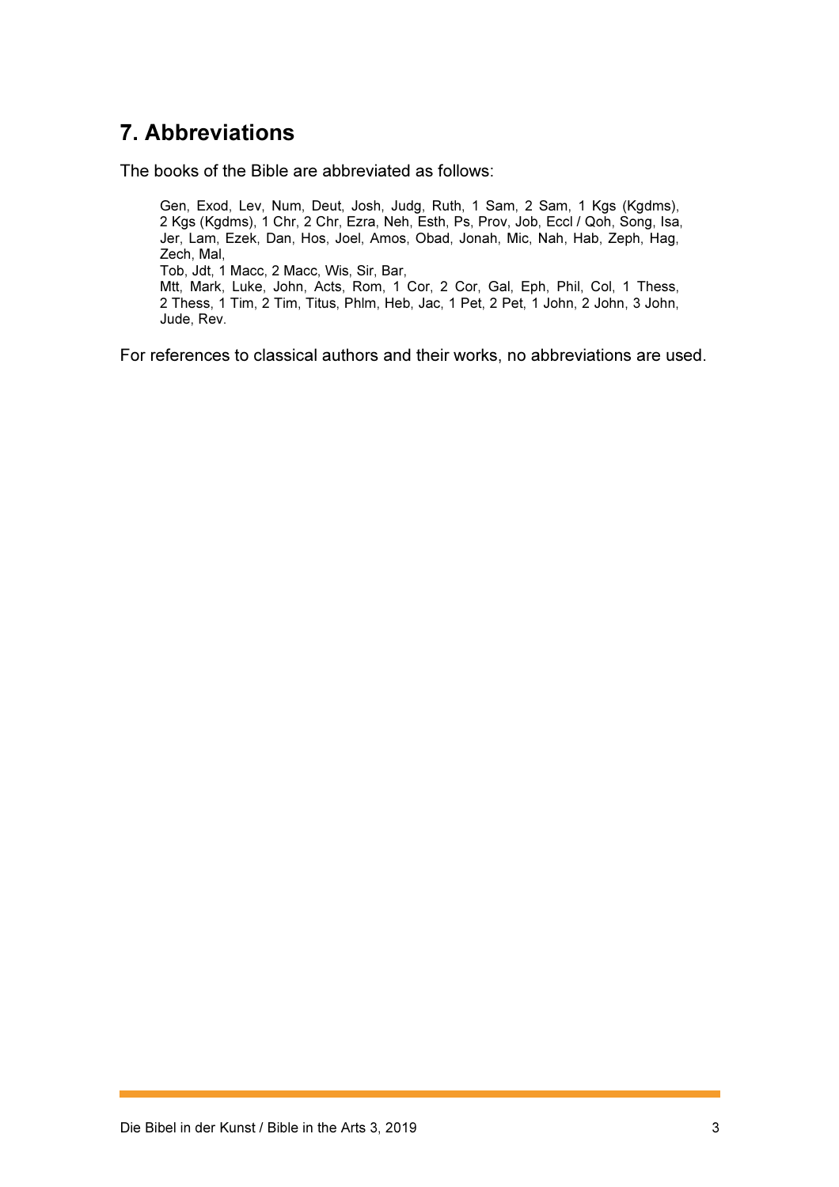## 7. Abbreviations

The books of the Bible are abbreviated as follows:

> Gen, Exod, Lev, Num, Deut, Josh, Judg, Ruth, 1 Sam, 2 Sam, 1 Kgs (Kgdms), 2 Kgs (Kgdms), 1 Chr, 2 Chr, Ezra, Neh, Esth, Ps, Prov, Job, Eccl / Qoh, Song, Isa, Jer, Lam, Ezek, Dan, Hos, Joel, Amos, Obad, Jonah, Mic, Nah, Hab, Zeph, Hag, Zech, Mal,
> Tob, Jdt, 1 Macc, 2 Macc, Wis, Sir, Bar,
> Mtt, Mark, Luke, John, Acts, Rom, 1 Cor, 2 Cor, Gal, Eph, Phil, Col, 1 Thess, 2 Thess, 1 Tim, 2 Tim, Titus, Phlm, Heb, Jac, 1 Pet, 2 Pet, 1 John, 2 John, 3 John, Jude, Rev.

For references to classical authors and their works, no abbreviations are used.